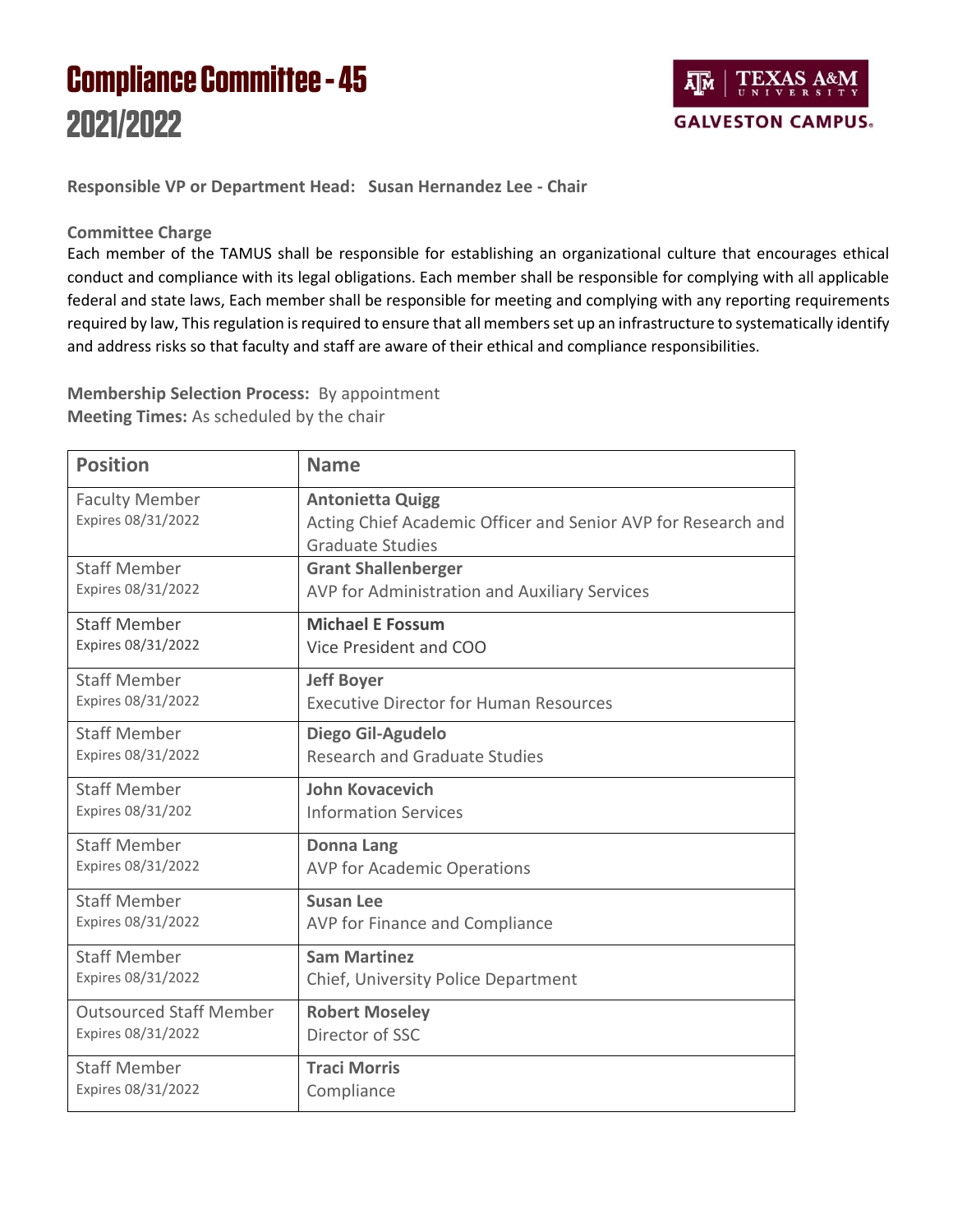# Compliance Committee - 45
# 2021/2022

TEXAS A&M UNIVERSITY GALVESTON CAMPUS.

**Responsible VP or Department Head: Susan Hernandez Lee - Chair**

**Committee Charge**

Each member of the TAMUS shall be responsible for establishing an organizational culture that encourages ethical conduct and compliance with its legal obligations. Each member shall be responsible for complying with all applicable federal and state laws, Each member shall be responsible for meeting and complying with any reporting requirements required by law, This regulation is required to ensure that all members set up an infrastructure to systematically identify and address risks so that faculty and staff are aware of their ethical and compliance responsibilities.

**Membership Selection Process:** By appointment
**Meeting Times:** As scheduled by the chair

| Position | Name |
|---|---|
| Faculty Member<br>Expires 08/31/2022 | **Antonietta Quigg**<br>Acting Chief Academic Officer and Senior AVP for Research and Graduate Studies |
| Staff Member<br>Expires 08/31/2022 | **Grant Shallenberger**<br>AVP for Administration and Auxiliary Services |
| Staff Member<br>Expires 08/31/2022 | **Michael E Fossum**<br>Vice President and COO |
| Staff Member<br>Expires 08/31/2022 | **Jeff Boyer**<br>Executive Director for Human Resources |
| Staff Member<br>Expires 08/31/2022 | **Diego Gil-Agudelo**<br>Research and Graduate Studies |
| Staff Member<br>Expires 08/31/202 | **John Kovacevich**<br>Information Services |
| Staff Member<br>Expires 08/31/2022 | **Donna Lang**<br>AVP for Academic Operations |
| Staff Member<br>Expires 08/31/2022 | **Susan Lee**<br>AVP for Finance and Compliance |
| Staff Member<br>Expires 08/31/2022 | **Sam Martinez**<br>Chief, University Police Department |
| Outsourced Staff Member<br>Expires 08/31/2022 | **Robert Moseley**<br>Director of SSC |
| Staff Member<br>Expires 08/31/2022 | **Traci Morris**<br>Compliance |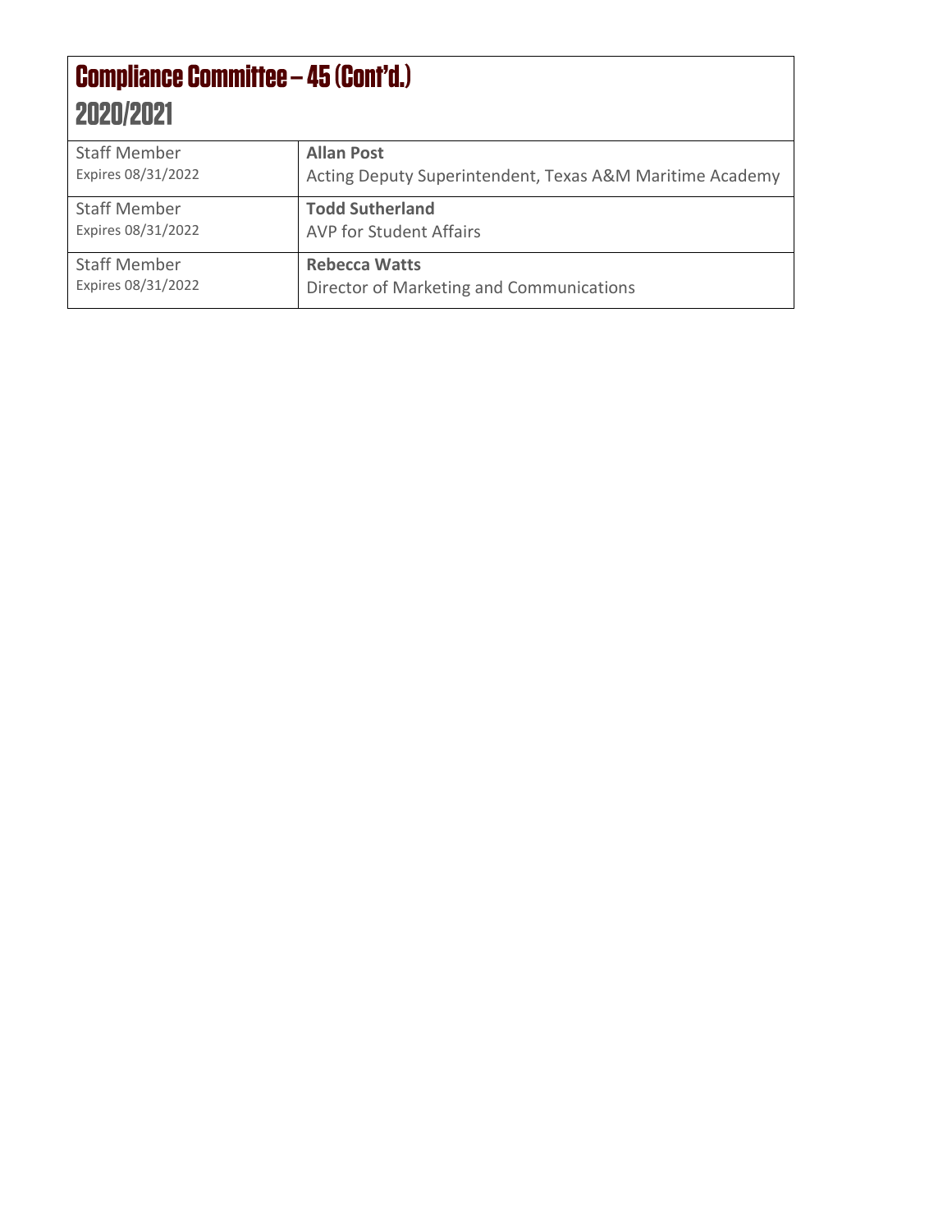# Compliance Committee – 45 (Cont'd.)
## 2020/2021

| | |
|---|---|
| Staff Member<br>Expires 08/31/2022 | **Allan Post**<br>Acting Deputy Superintendent, Texas A&M Maritime Academy |
| Staff Member<br>Expires 08/31/2022 | **Todd Sutherland**<br>AVP for Student Affairs |
| Staff Member<br>Expires 08/31/2022 | **Rebecca Watts**<br>Director of Marketing and Communications |